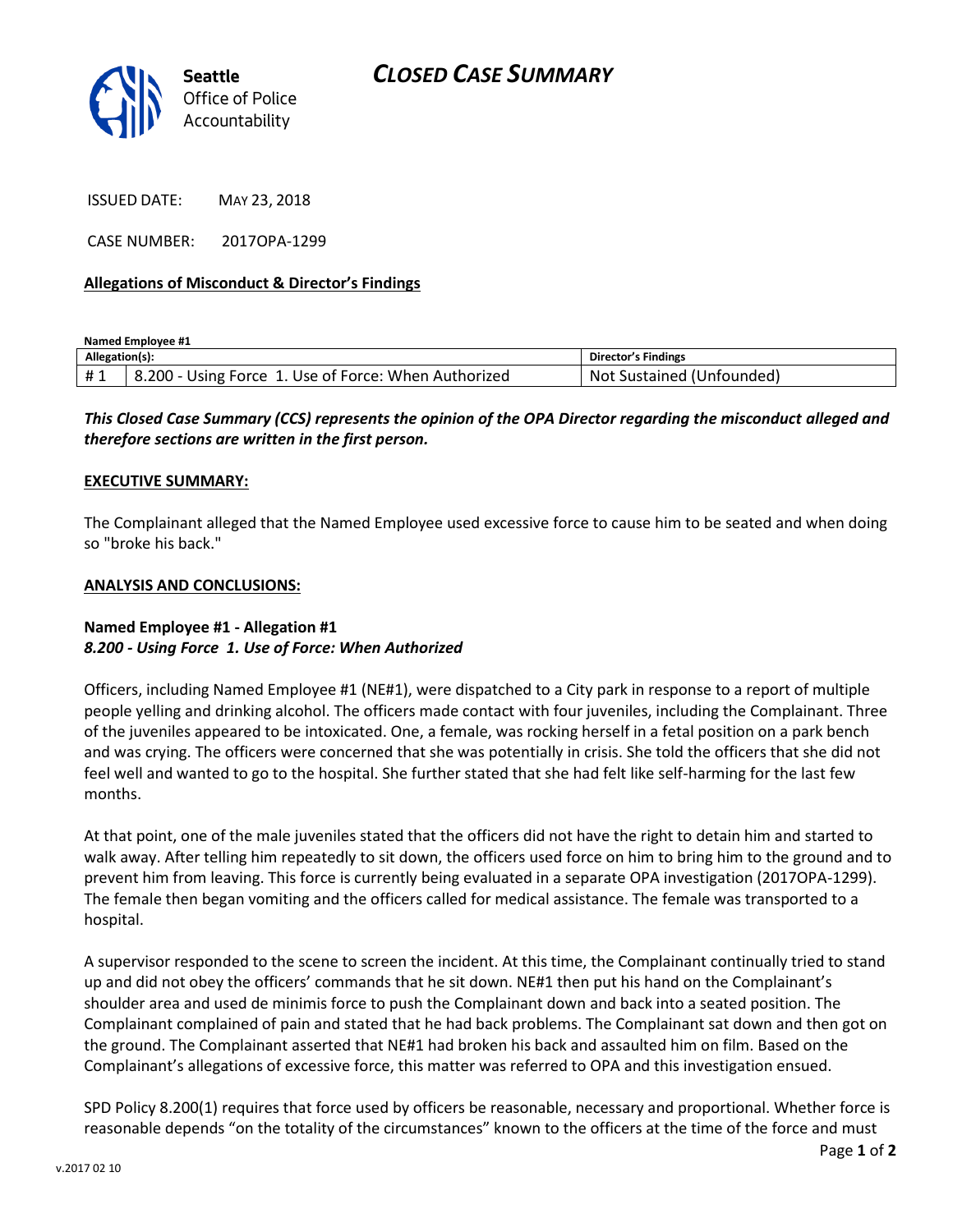Seattle Office of Police Accountability

# CLOSED CASE SUMMARY

ISSUED DATE: MAY 23, 2018

CASE NUMBER: 2017OPA-1299

**Allegations of Misconduct & Director's Findings**

**Named Employee #1**

| Allegation(s): | | Director's Findings |
|---|---|---|
| # 1 | 8.200 - Using Force 1. Use of Force: When Authorized | Not Sustained (Unfounded) |

***This Closed Case Summary (CCS) represents the opinion of the OPA Director regarding the misconduct alleged and therefore sections are written in the first person.***

**EXECUTIVE SUMMARY:**

The Complainant alleged that the Named Employee used excessive force to cause him to be seated and when doing so "broke his back."

**ANALYSIS AND CONCLUSIONS:**

**Named Employee #1 - Allegation #1**
***8.200 - Using Force 1. Use of Force: When Authorized***

Officers, including Named Employee #1 (NE#1), were dispatched to a City park in response to a report of multiple people yelling and drinking alcohol. The officers made contact with four juveniles, including the Complainant. Three of the juveniles appeared to be intoxicated. One, a female, was rocking herself in a fetal position on a park bench and was crying. The officers were concerned that she was potentially in crisis. She told the officers that she did not feel well and wanted to go to the hospital. She further stated that she had felt like self-harming for the last few months.

At that point, one of the male juveniles stated that the officers did not have the right to detain him and started to walk away. After telling him repeatedly to sit down, the officers used force on him to bring him to the ground and to prevent him from leaving. This force is currently being evaluated in a separate OPA investigation (2017OPA-1299). The female then began vomiting and the officers called for medical assistance. The female was transported to a hospital.

A supervisor responded to the scene to screen the incident. At this time, the Complainant continually tried to stand up and did not obey the officers' commands that he sit down. NE#1 then put his hand on the Complainant's shoulder area and used de minimis force to push the Complainant down and back into a seated position. The Complainant complained of pain and stated that he had back problems. The Complainant sat down and then got on the ground. The Complainant asserted that NE#1 had broken his back and assaulted him on film. Based on the Complainant's allegations of excessive force, this matter was referred to OPA and this investigation ensued.

SPD Policy 8.200(1) requires that force used by officers be reasonable, necessary and proportional. Whether force is reasonable depends "on the totality of the circumstances" known to the officers at the time of the force and must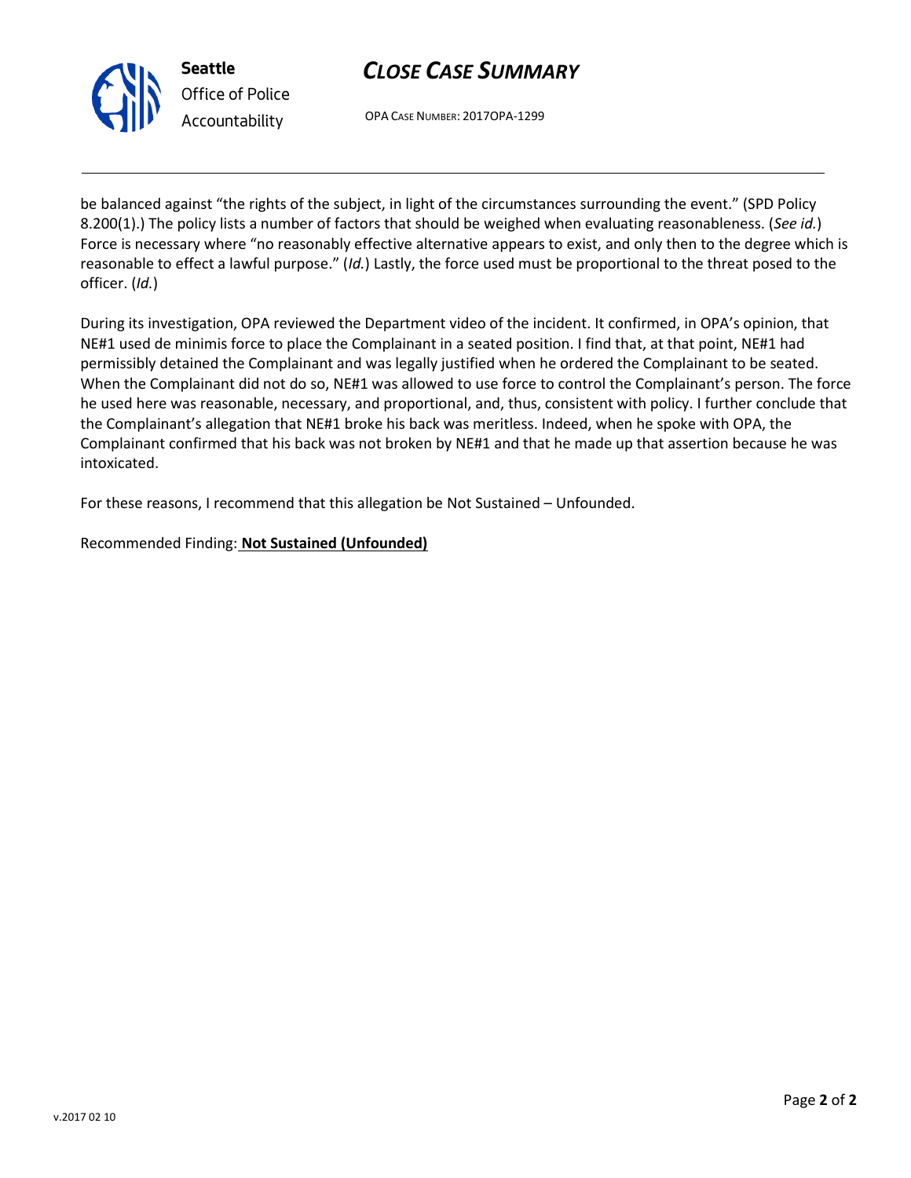be balanced against "the rights of the subject, in light of the circumstances surrounding the event." (SPD Policy 8.200(1).) The policy lists a number of factors that should be weighed when evaluating reasonableness. (*See id.*) Force is necessary where "no reasonably effective alternative appears to exist, and only then to the degree which is reasonable to effect a lawful purpose." (*Id.*) Lastly, the force used must be proportional to the threat posed to the officer. (*Id.*)

During its investigation, OPA reviewed the Department video of the incident. It confirmed, in OPA's opinion, that NE#1 used de minimis force to place the Complainant in a seated position. I find that, at that point, NE#1 had permissibly detained the Complainant and was legally justified when he ordered the Complainant to be seated. When the Complainant did not do so, NE#1 was allowed to use force to control the Complainant's person. The force he used here was reasonable, necessary, and proportional, and, thus, consistent with policy. I further conclude that the Complainant's allegation that NE#1 broke his back was meritless. Indeed, when he spoke with OPA, the Complainant confirmed that his back was not broken by NE#1 and that he made up that assertion because he was intoxicated.

For these reasons, I recommend that this allegation be Not Sustained – Unfounded.

Recommended Finding: **Not Sustained (Unfounded)**